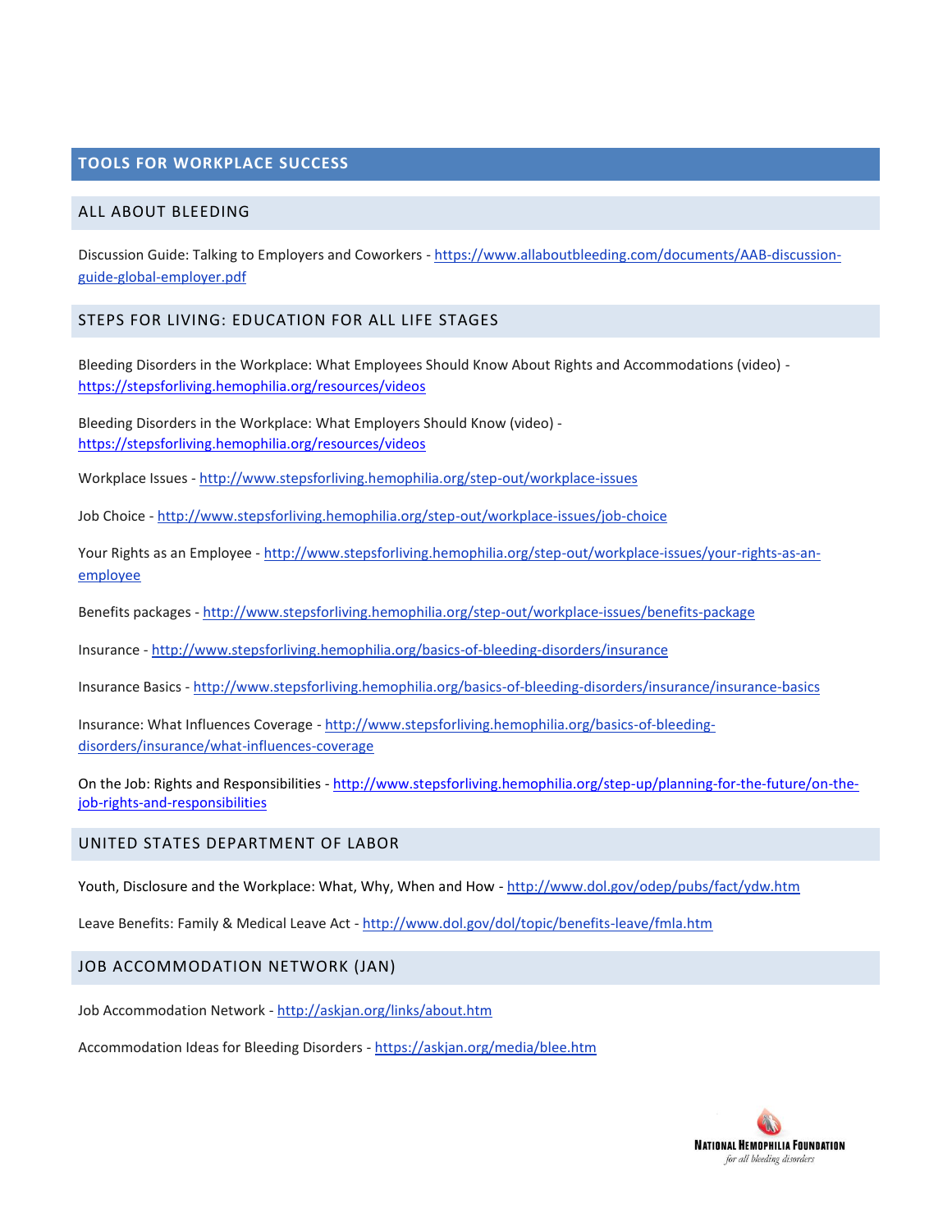# TOOLS FOR WORKPLACE SUCCESS

## ALL ABOUT BLEEDING

Discussion Guide: Talking to Employers and Coworkers - https://www.allaboutbleeding.com/documents/AAB-discussion-guide-global-employer.pdf

## STEPS FOR LIVING: EDUCATION FOR ALL LIFE STAGES

Bleeding Disorders in the Workplace: What Employees Should Know About Rights and Accommodations (video) - https://stepsforliving.hemophilia.org/resources/videos

Bleeding Disorders in the Workplace: What Employers Should Know (video) - https://stepsforliving.hemophilia.org/resources/videos

Workplace Issues - http://www.stepsforliving.hemophilia.org/step-out/workplace-issues

Job Choice - http://www.stepsforliving.hemophilia.org/step-out/workplace-issues/job-choice

Your Rights as an Employee - http://www.stepsforliving.hemophilia.org/step-out/workplace-issues/your-rights-as-an-employee

Benefits packages - http://www.stepsforliving.hemophilia.org/step-out/workplace-issues/benefits-package

Insurance - http://www.stepsforliving.hemophilia.org/basics-of-bleeding-disorders/insurance

Insurance Basics - http://www.stepsforliving.hemophilia.org/basics-of-bleeding-disorders/insurance/insurance-basics

Insurance: What Influences Coverage - http://www.stepsforliving.hemophilia.org/basics-of-bleeding-disorders/insurance/what-influences-coverage

On the Job: Rights and Responsibilities - http://www.stepsforliving.hemophilia.org/step-up/planning-for-the-future/on-the-job-rights-and-responsibilities

## UNITED STATES DEPARTMENT OF LABOR

Youth, Disclosure and the Workplace: What, Why, When and How - http://www.dol.gov/odep/pubs/fact/ydw.htm

Leave Benefits: Family & Medical Leave Act - http://www.dol.gov/dol/topic/benefits-leave/fmla.htm

## JOB ACCOMMODATION NETWORK (JAN)

Job Accommodation Network - http://askjan.org/links/about.htm

Accommodation Ideas for Bleeding Disorders - https://askjan.org/media/blee.htm

NATIONAL HEMOPHILIA FOUNDATION
*for all bleeding disorders*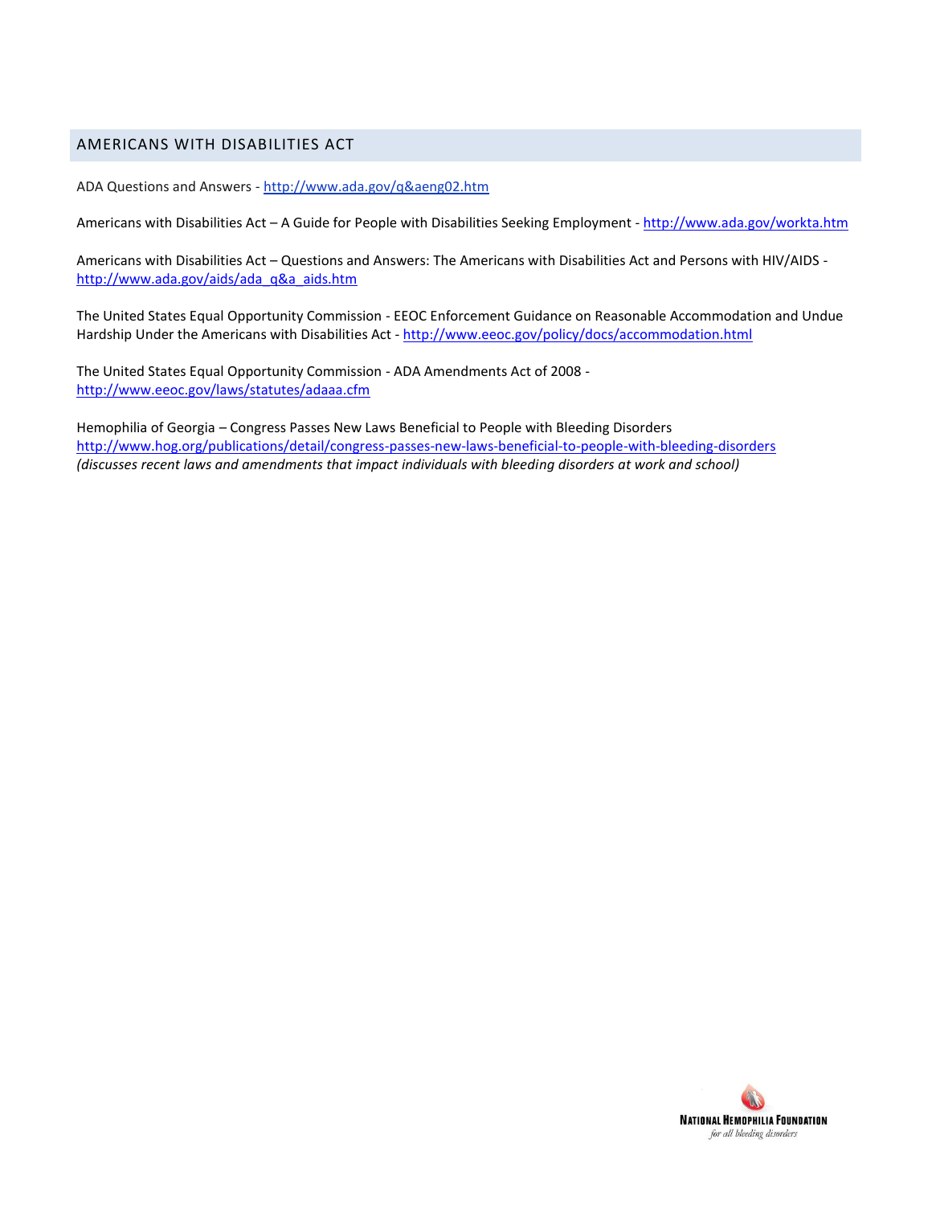## AMERICANS WITH DISABILITIES ACT

ADA Questions and Answers - http://www.ada.gov/q&aeng02.htm

Americans with Disabilities Act – A Guide for People with Disabilities Seeking Employment - http://www.ada.gov/workta.htm

Americans with Disabilities Act – Questions and Answers: The Americans with Disabilities Act and Persons with HIV/AIDS - http://www.ada.gov/aids/ada_q&a_aids.htm

The United States Equal Opportunity Commission - EEOC Enforcement Guidance on Reasonable Accommodation and Undue Hardship Under the Americans with Disabilities Act - http://www.eeoc.gov/policy/docs/accommodation.html

The United States Equal Opportunity Commission - ADA Amendments Act of 2008 - http://www.eeoc.gov/laws/statutes/adaaa.cfm

Hemophilia of Georgia – Congress Passes New Laws Beneficial to People with Bleeding Disorders
http://www.hog.org/publications/detail/congress-passes-new-laws-beneficial-to-people-with-bleeding-disorders
*(discusses recent laws and amendments that impact individuals with bleeding disorders at work and school)*

National Hemophilia Foundation
*for all bleeding disorders*